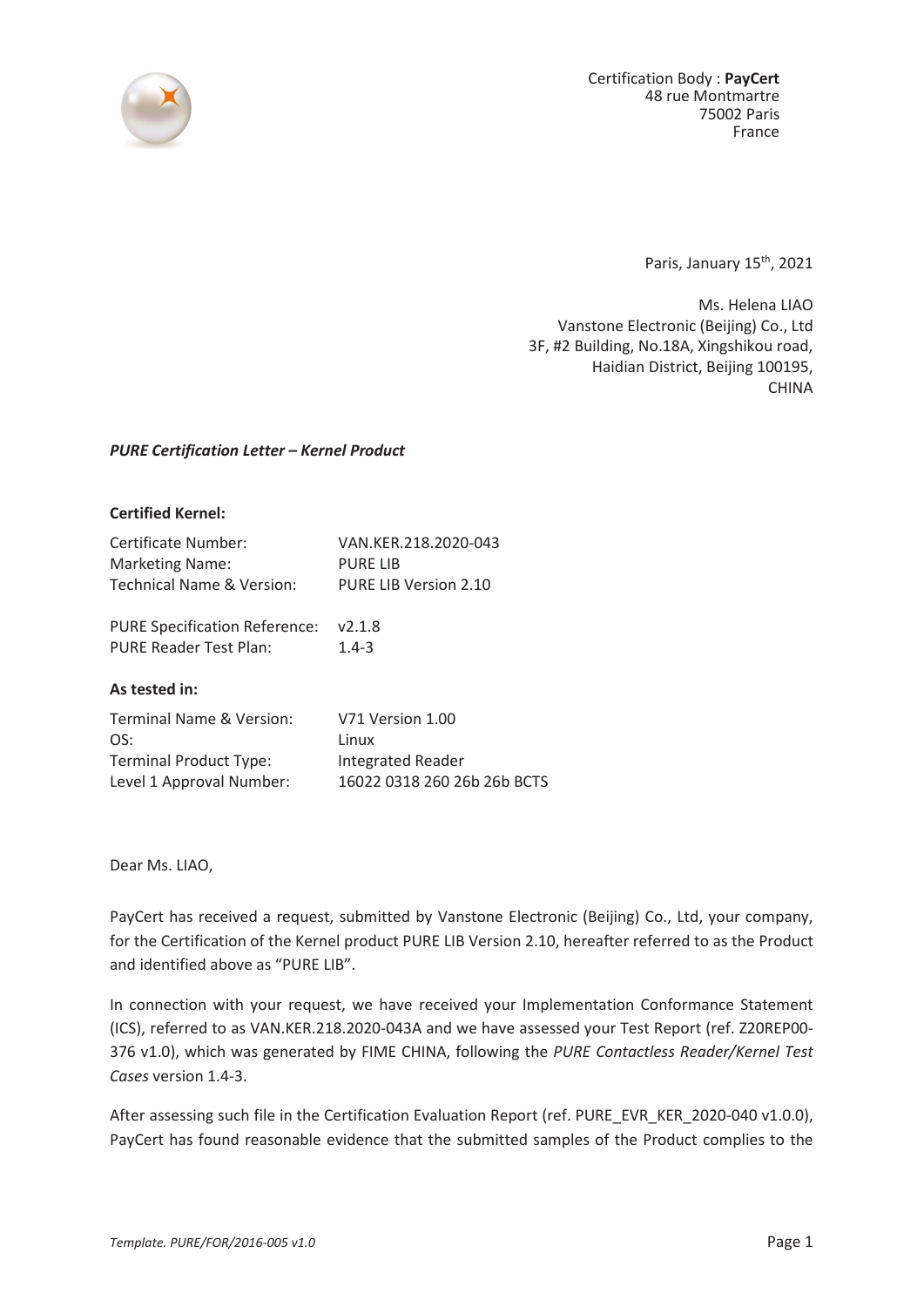Certification Body : **PayCert**
48 rue Montmartre
75002 Paris
France

Paris, January 15th, 2021

Ms. Helena LIAO
Vanstone Electronic (Beijing) Co., Ltd
3F, #2 Building, No.18A, Xingshikou road,
Haidian District, Beijing 100195,
CHINA

***PURE Certification Letter – Kernel Product***

**Certified Kernel:**

| | |
|---|---|
| Certificate Number: | VAN.KER.218.2020-043 |
| Marketing Name: | PURE LIB |
| Technical Name & Version: | PURE LIB Version 2.10 |
| | |
| PURE Specification Reference: | v2.1.8 |
| PURE Reader Test Plan: | 1.4-3 |

**As tested in:**

| | |
|---|---|
| Terminal Name & Version: | V71 Version 1.00 |
| OS: | Linux |
| Terminal Product Type: | Integrated Reader |
| Level 1 Approval Number: | 16022 0318 260 26b 26b BCTS |

Dear Ms. LIAO,

PayCert has received a request, submitted by Vanstone Electronic (Beijing) Co., Ltd, your company, for the Certification of the Kernel product PURE LIB Version 2.10, hereafter referred to as the Product and identified above as "PURE LIB".

In connection with your request, we have received your Implementation Conformance Statement (ICS), referred to as VAN.KER.218.2020-043A and we have assessed your Test Report (ref. Z20REP00-376 v1.0), which was generated by FIME CHINA, following the *PURE Contactless Reader/Kernel Test Cases* version 1.4-3.

After assessing such file in the Certification Evaluation Report (ref. PURE_EVR_KER_2020-040 v1.0.0), PayCert has found reasonable evidence that the submitted samples of the Product complies to the

*Template. PURE/FOR/2016-005 v1.0*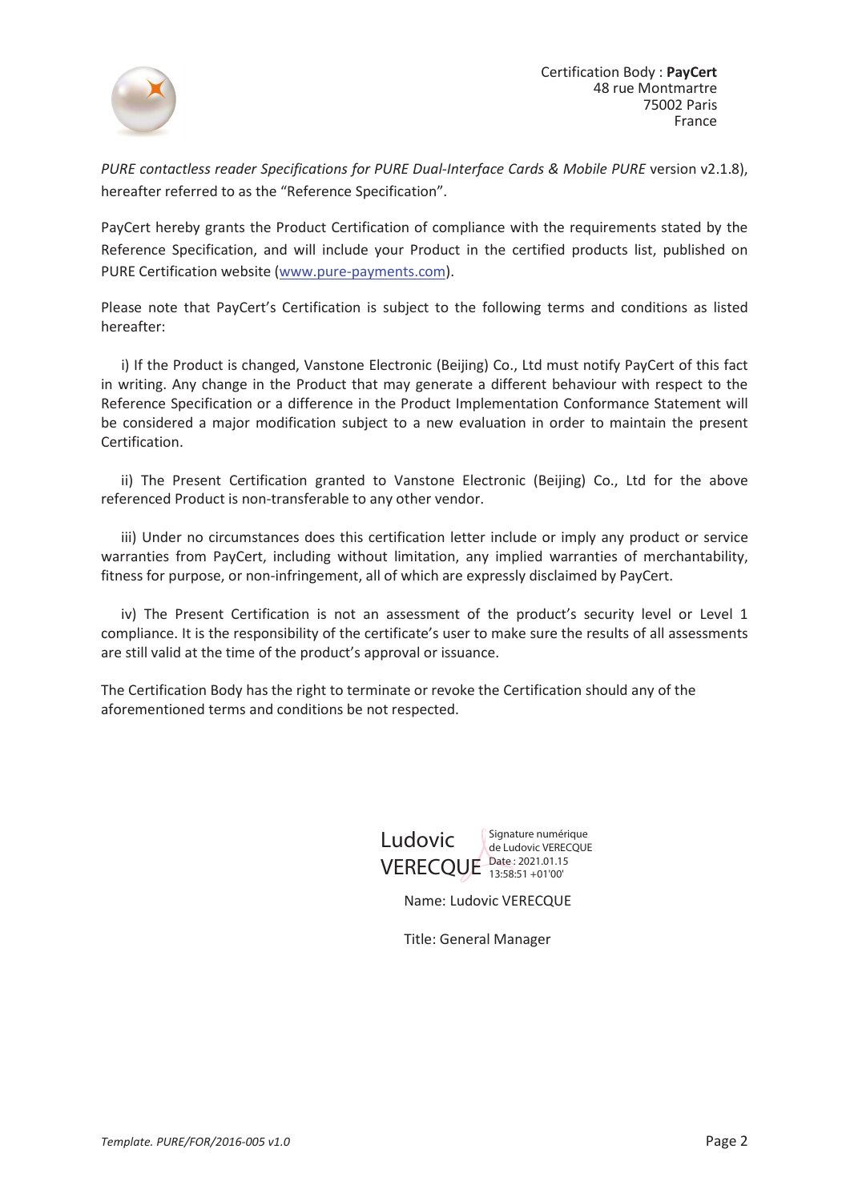Certification Body : **PayCert**
48 rue Montmartre
75002 Paris
France

*PURE contactless reader Specifications for PURE Dual-Interface Cards & Mobile PURE* version v2.1.8), hereafter referred to as the “Reference Specification”.

PayCert hereby grants the Product Certification of compliance with the requirements stated by the Reference Specification, and will include your Product in the certified products list, published on PURE Certification website (www.pure-payments.com).

Please note that PayCert’s Certification is subject to the following terms and conditions as listed hereafter:

i) If the Product is changed, Vanstone Electronic (Beijing) Co., Ltd must notify PayCert of this fact in writing. Any change in the Product that may generate a different behaviour with respect to the Reference Specification or a difference in the Product Implementation Conformance Statement will be considered a major modification subject to a new evaluation in order to maintain the present Certification.

ii) The Present Certification granted to Vanstone Electronic (Beijing) Co., Ltd for the above referenced Product is non-transferable to any other vendor.

iii) Under no circumstances does this certification letter include or imply any product or service warranties from PayCert, including without limitation, any implied warranties of merchantability, fitness for purpose, or non-infringement, all of which are expressly disclaimed by PayCert.

iv) The Present Certification is not an assessment of the product’s security level or Level 1 compliance. It is the responsibility of the certificate’s user to make sure the results of all assessments are still valid at the time of the product’s approval or issuance.

The Certification Body has the right to terminate or revoke the Certification should any of the aforementioned terms and conditions be not respected.

Ludovic VERECQUE
Signature numérique de Ludovic VERECQUE
Date : 2021.01.15 13:58:51 +01'00'

Name: Ludovic VERECQUE

Title: General Manager

*Template. PURE/FOR/2016-005 v1.0*